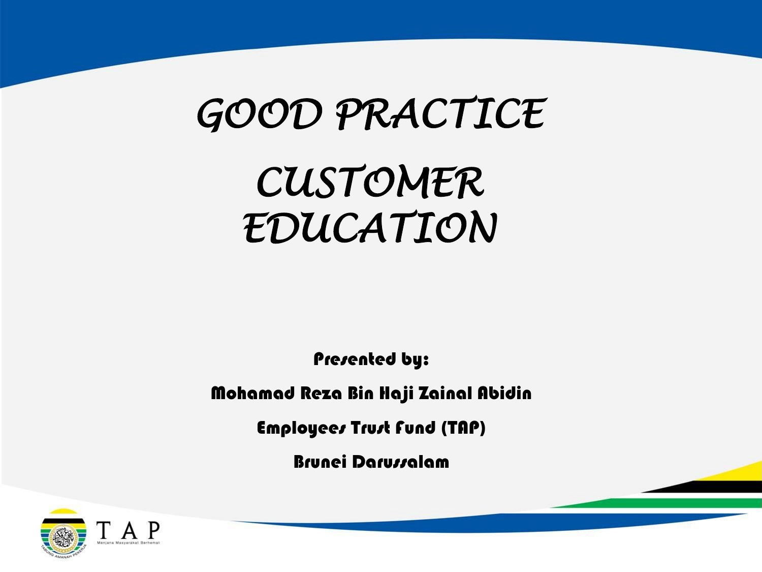# GOOD PRACTICE

# CUSTOMER EDUCATION

**Presented by:**

**Mohamad Reza Bin Haji Zainal Abidin**

**Employees Trust Fund (TAP)**

**Brunei Darussalam**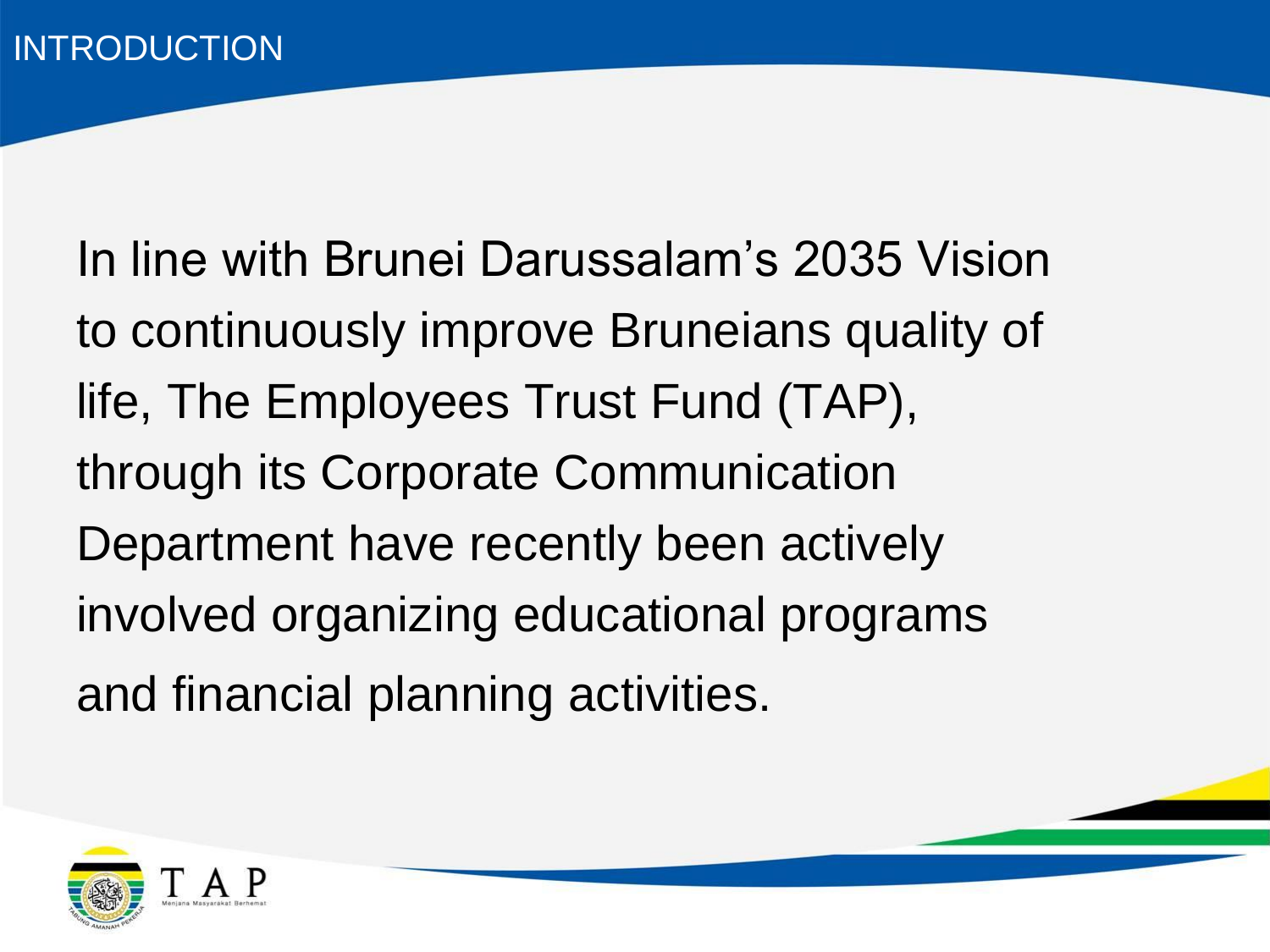# INTRODUCTION

In line with Brunei Darussalam's 2035 Vision to continuously improve Bruneians quality of life, The Employees Trust Fund (TAP), through its Corporate Communication Department have recently been actively involved organizing educational programs and financial planning activities.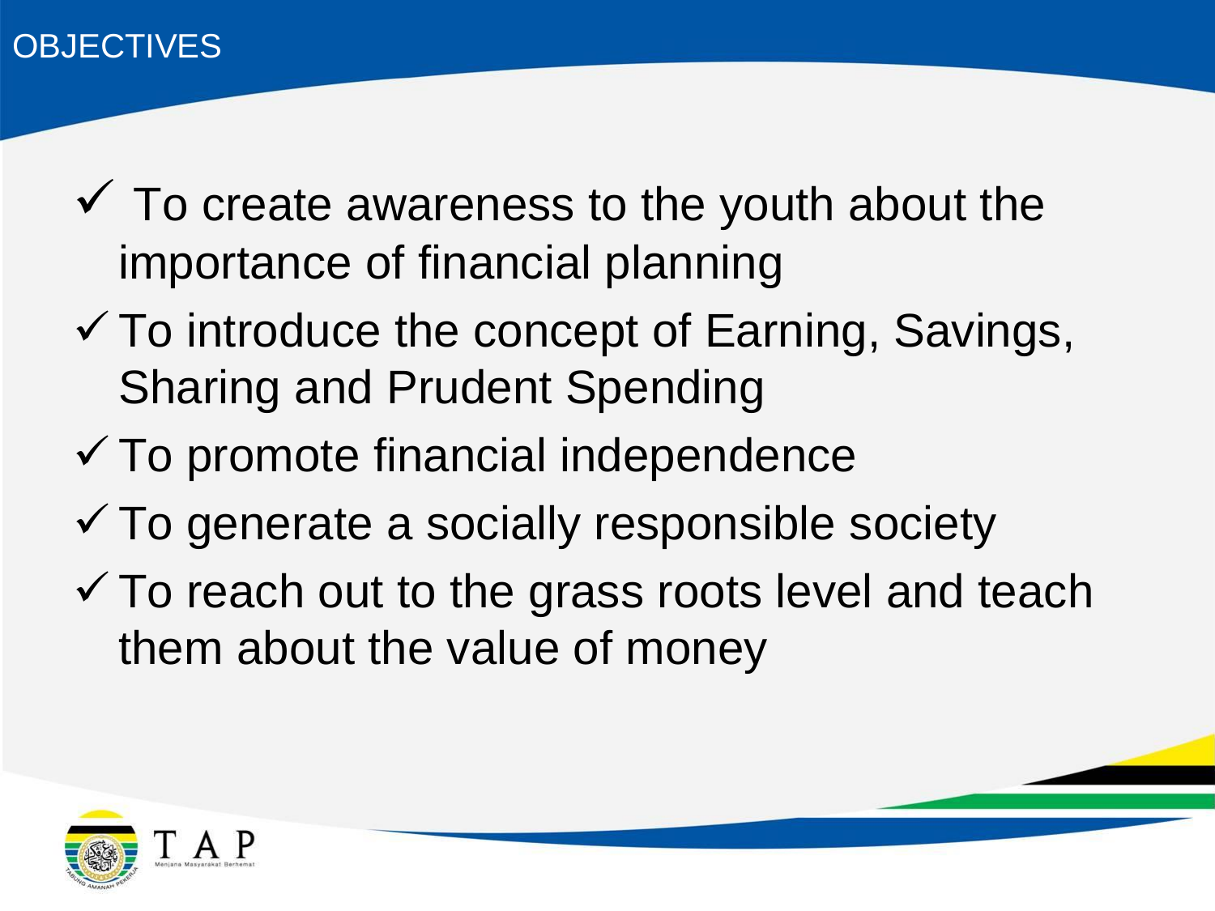# OBJECTIVES

- ✓ To create awareness to the youth about the importance of financial planning
- ✓ To introduce the concept of Earning, Savings, Sharing and Prudent Spending
- ✓ To promote financial independence
- ✓ To generate a socially responsible society
- ✓ To reach out to the grass roots level and teach them about the value of money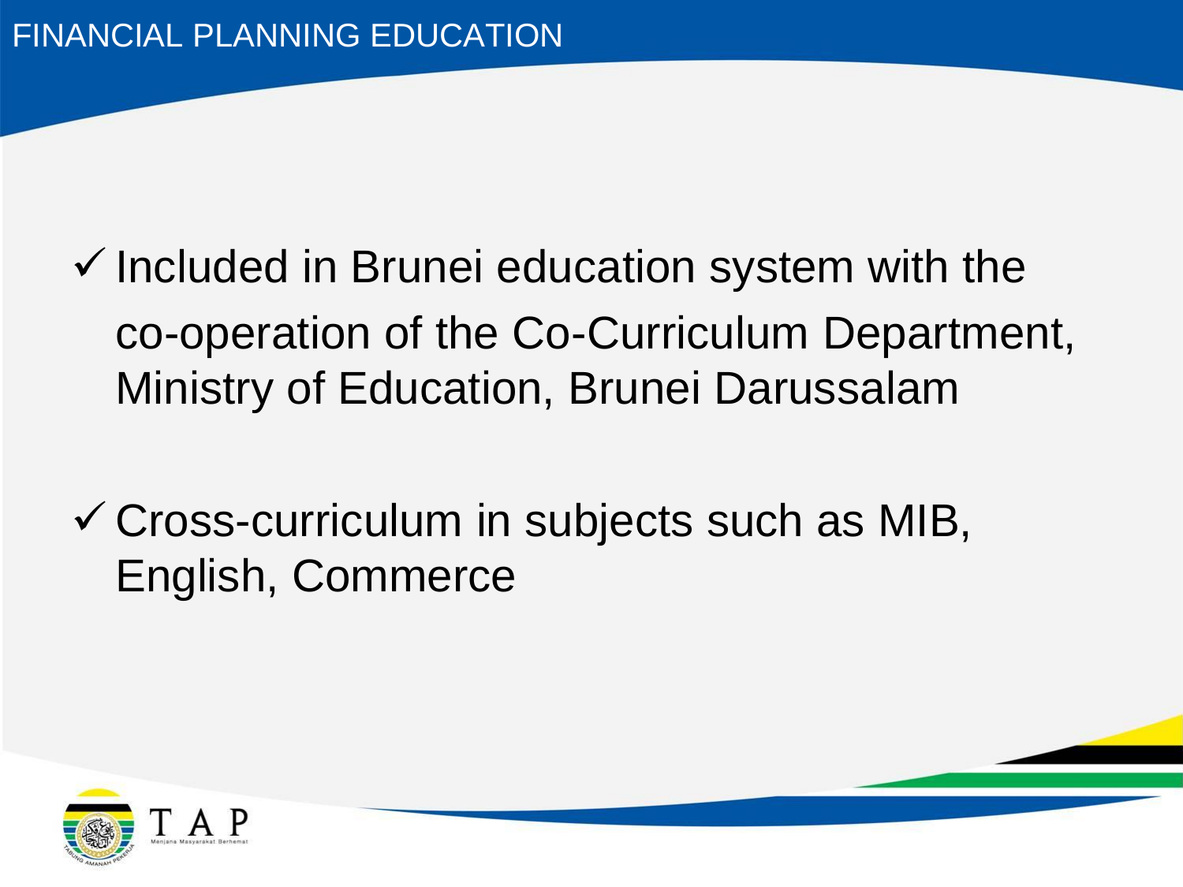# FINANCIAL PLANNING EDUCATION

- ✓ Included in Brunei education system with the co-operation of the Co-Curriculum Department, Ministry of Education, Brunei Darussalam
- ✓ Cross-curriculum in subjects such as MIB, English, Commerce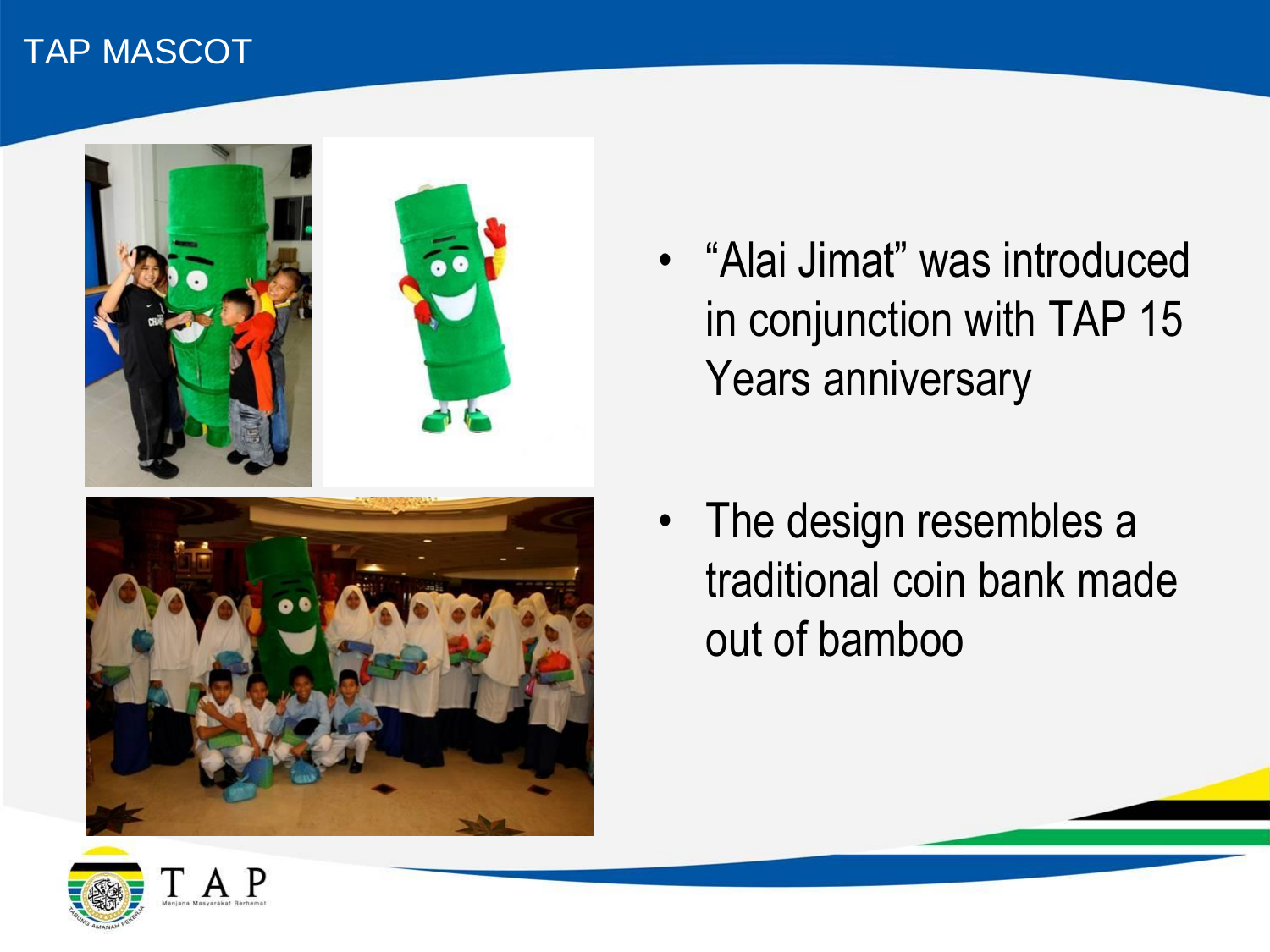# TAP MASCOT

- "Alai Jimat" was introduced in conjunction with TAP 15 Years anniversary
- The design resembles a traditional coin bank made out of bamboo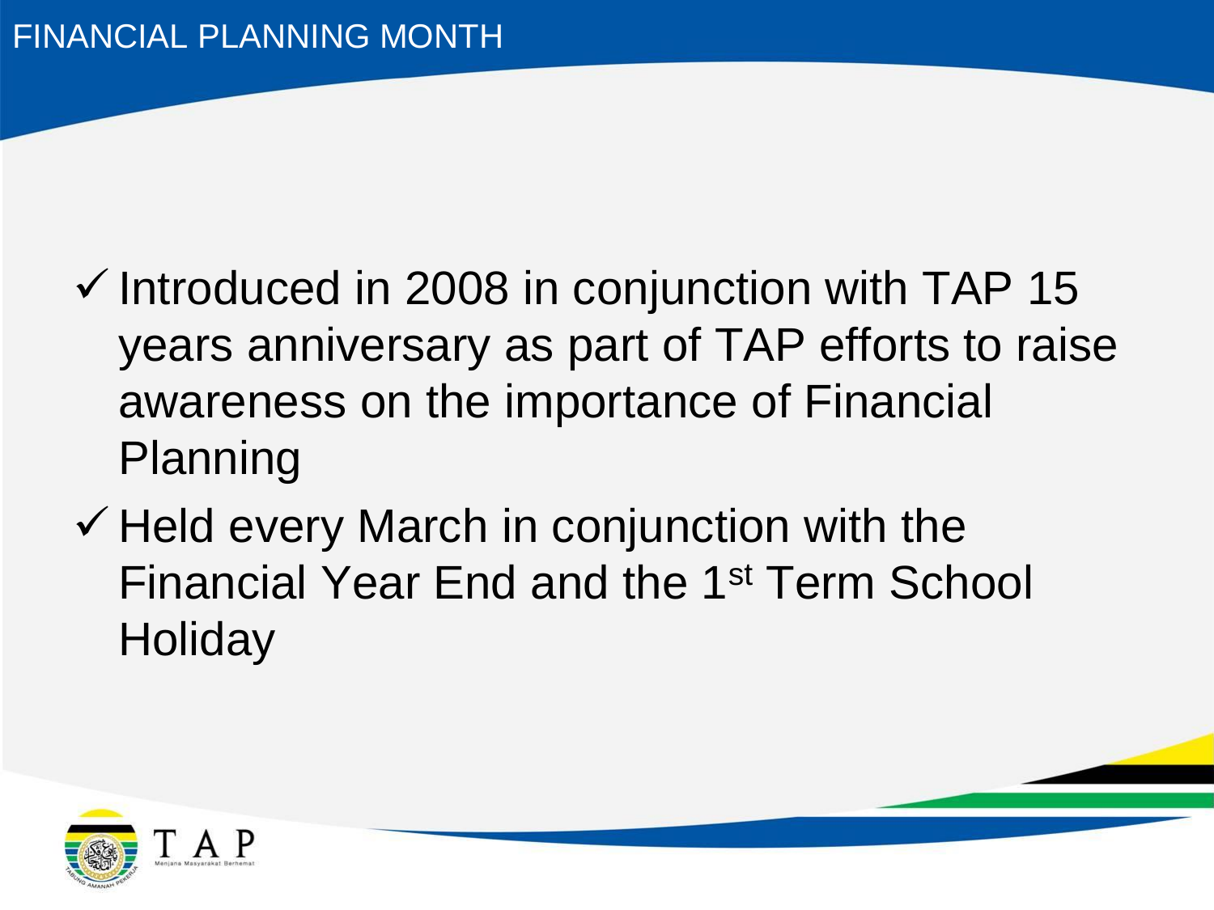# FINANCIAL PLANNING MONTH

- ✓ Introduced in 2008 in conjunction with TAP 15 years anniversary as part of TAP efforts to raise awareness on the importance of Financial Planning
- ✓ Held every March in conjunction with the Financial Year End and the 1st Term School Holiday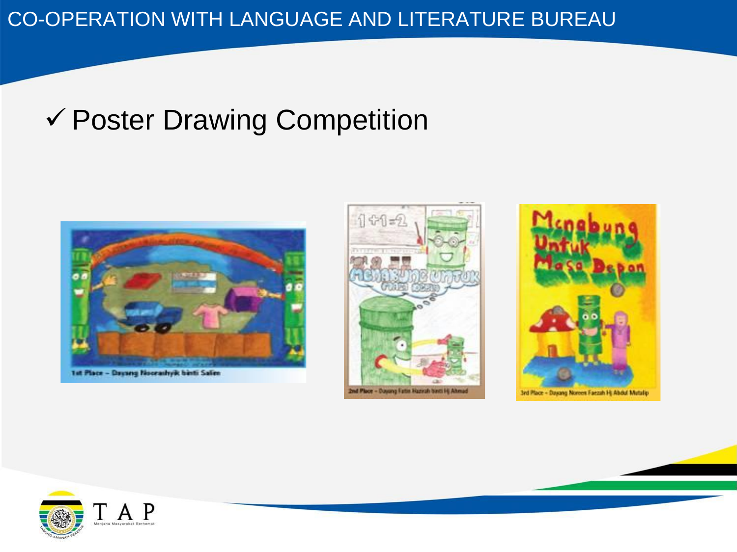# CO-OPERATION WITH LANGUAGE AND LITERATURE BUREAU

- ✓ Poster Drawing Competition

1st Place – Dayang Nooraahyik binti Salim

2nd Place – Dayang Fatin Hazirah binti Hj Ahmad

3rd Place – Dayang Noreen Faezah Hj Abdul Mutalip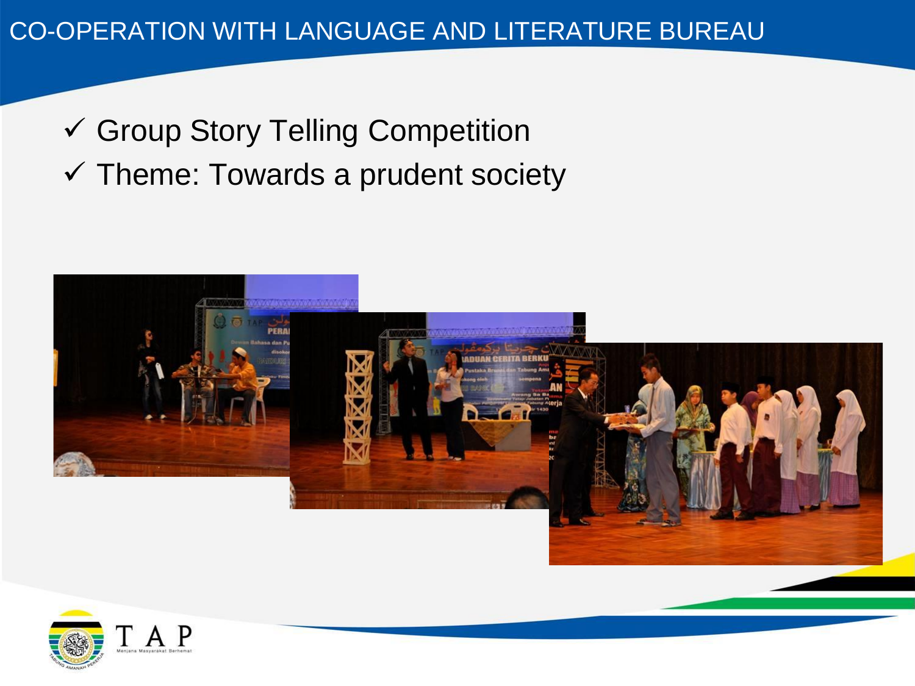# CO-OPERATION WITH LANGUAGE AND LITERATURE BUREAU

- ✓ Group Story Telling Competition
- ✓ Theme: Towards a prudent society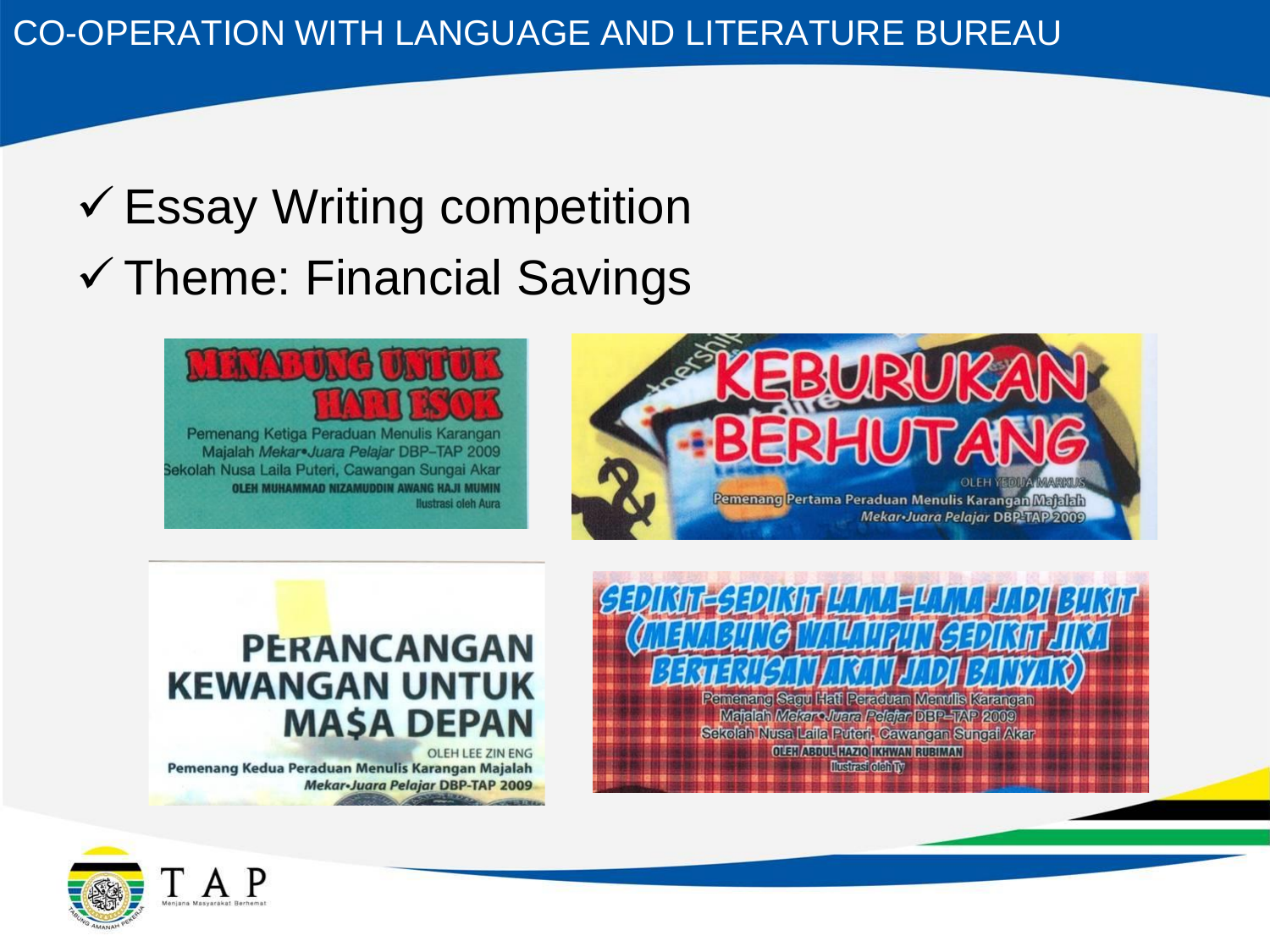# CO-OPERATION WITH LANGUAGE AND LITERATURE BUREAU

- ✓ Essay Writing competition
- ✓ Theme: Financial Savings

**MENABUNG UNTUK HARI ESOK**

Pemenang Ketiga Peraduan Menulis Karangan Majalah *Mekar•Juara Pelajar* DBP–TAP 2009
Sekolah Nusa Laila Puteri, Cawangan Sungai Akar
OLEH MUHAMMAD NIZAMUDDIN AWANG HAJI MUMIN
Ilustrasi oleh Aura

**KEBURUKAN BERHUTANG**

OLEH YEDIJA MARKUS
Pemenang Pertama Peraduan Menulis Karangan Majalah *Mekar•Juara Pelajar* DBP-TAP 2009

**PERANCANGAN KEWANGAN UNTUK MASA DEPAN**

OLEH LEE ZIN ENG
Pemenang Kedua Peraduan Menulis Karangan Majalah *Mekar•Juara Pelajar* DBP-TAP 2009

**SEDIKIT-SEDIKIT LAMA-LAMA JADI BUKIT (MENABUNG WALAUPUN SEDIKIT JIKA BERTERUSAN AKAN JADI BANYAK)**

Pemenang Sagu Hati Peraduan Menulis Karangan Majalah *Mekar•Juara Pelajar* DBP–TAP 2009
Sekolah Nusa Laila Puteri, Cawangan Sungai Akar
OLEH ABDUL HAZIQ IKHWAN RUBIMAN
Ilustrasi oleh Ty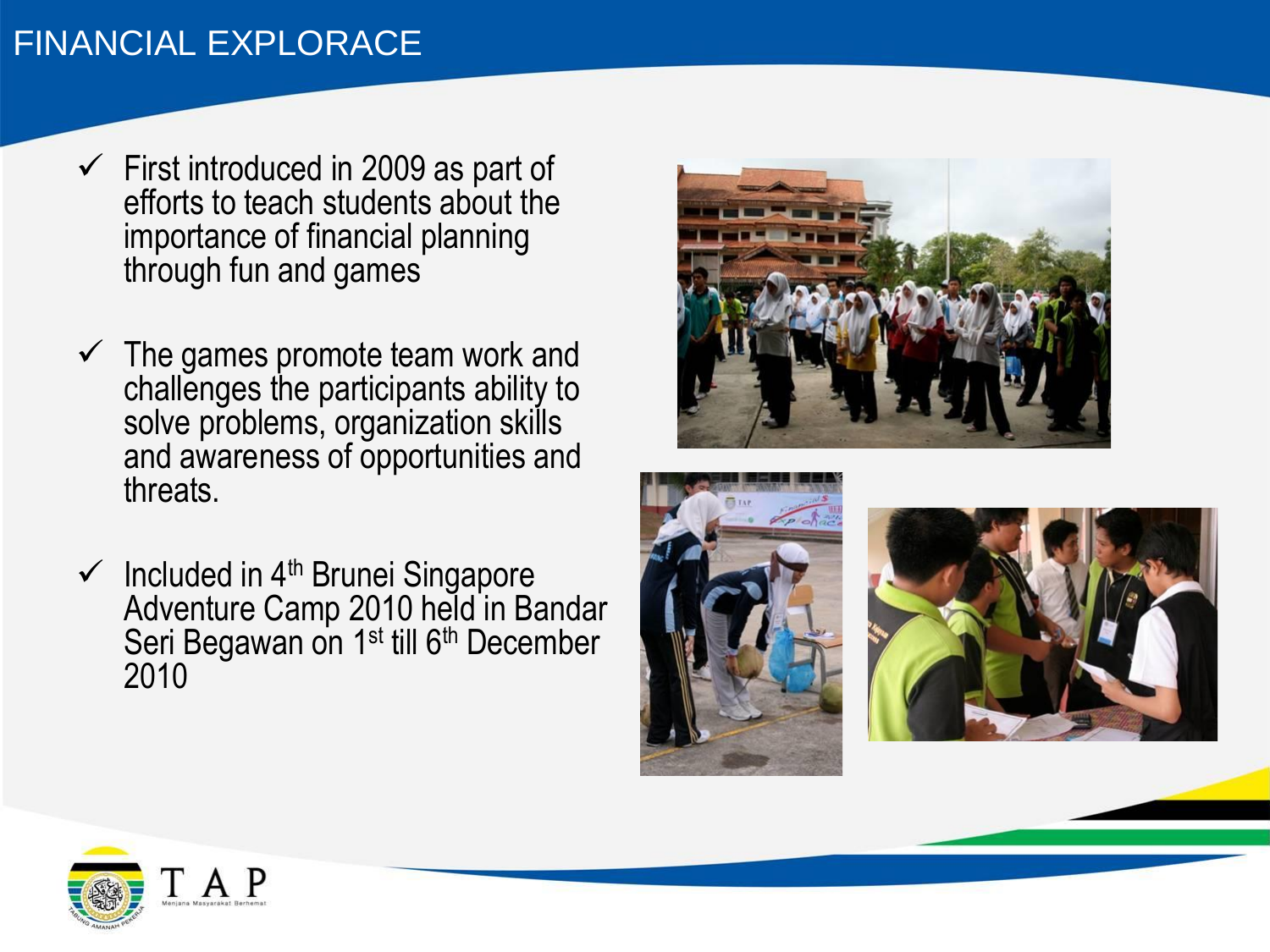# FINANCIAL EXPLORACE

- ✓ First introduced in 2009 as part of efforts to teach students about the importance of financial planning through fun and games
- ✓ The games promote team work and challenges the participants ability to solve problems, organization skills and awareness of opportunities and threats.
- ✓ Included in 4th Brunei Singapore Adventure Camp 2010 held in Bandar Seri Begawan on 1st till 6th December 2010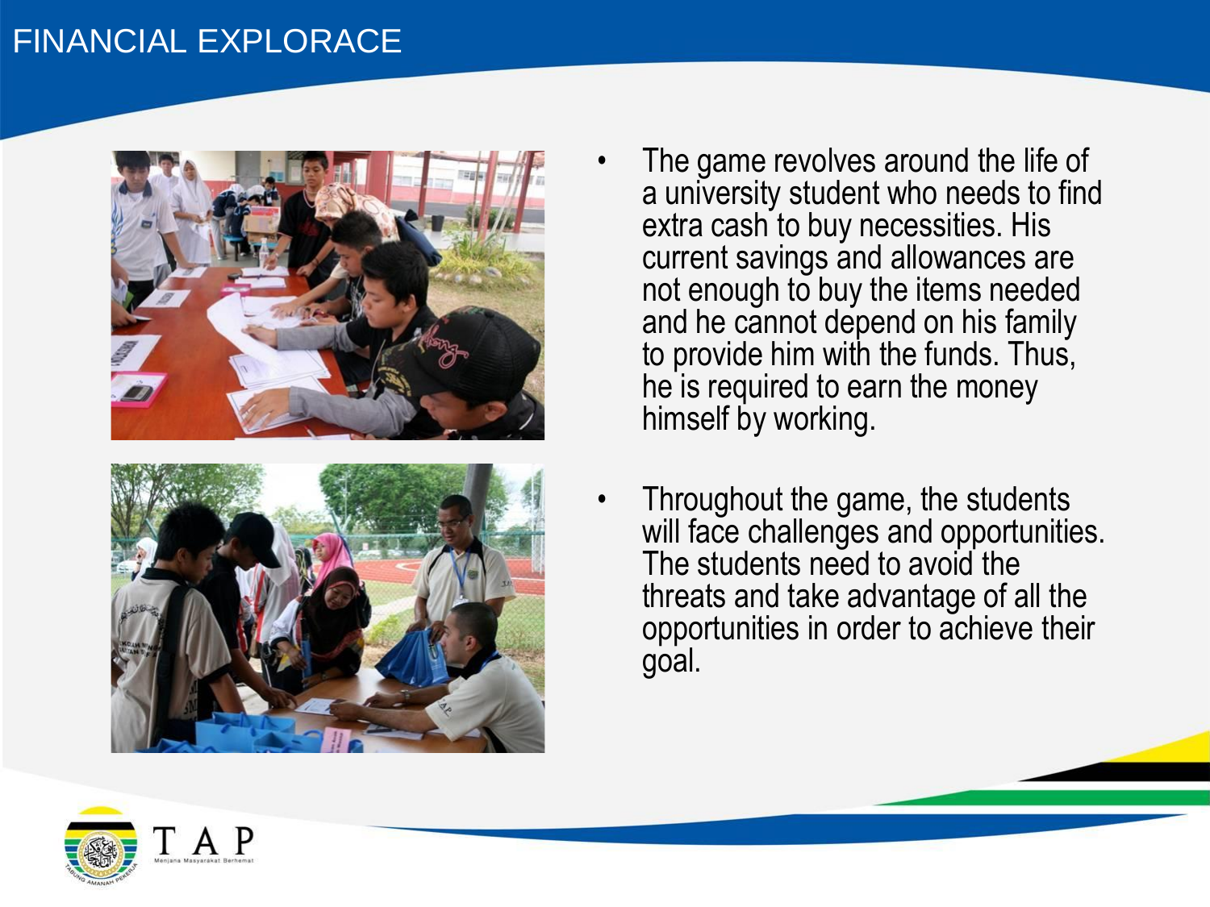# FINANCIAL EXPLORACE

- The game revolves around the life of a university student who needs to find extra cash to buy necessities. His current savings and allowances are not enough to buy the items needed and he cannot depend on his family to provide him with the funds. Thus, he is required to earn the money himself by working.
- Throughout the game, the students will face challenges and opportunities. The students need to avoid the threats and take advantage of all the opportunities in order to achieve their goal.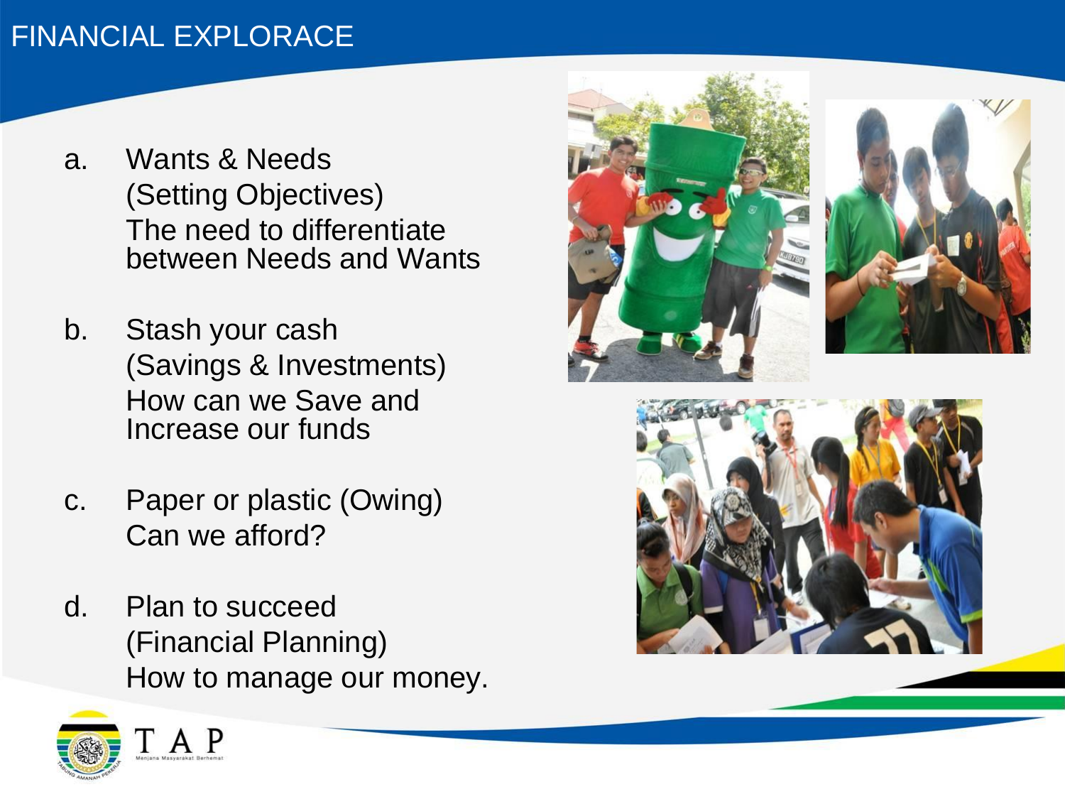# FINANCIAL EXPLORACE

a. Wants & Needs
   (Setting Objectives)
   The need to differentiate between Needs and Wants

b. Stash your cash
   (Savings & Investments)
   How can we Save and Increase our funds

c. Paper or plastic (Owing)
   Can we afford?

d. Plan to succeed
   (Financial Planning)
   How to manage our money.

TAP
Menjana Masyarakat Berhemat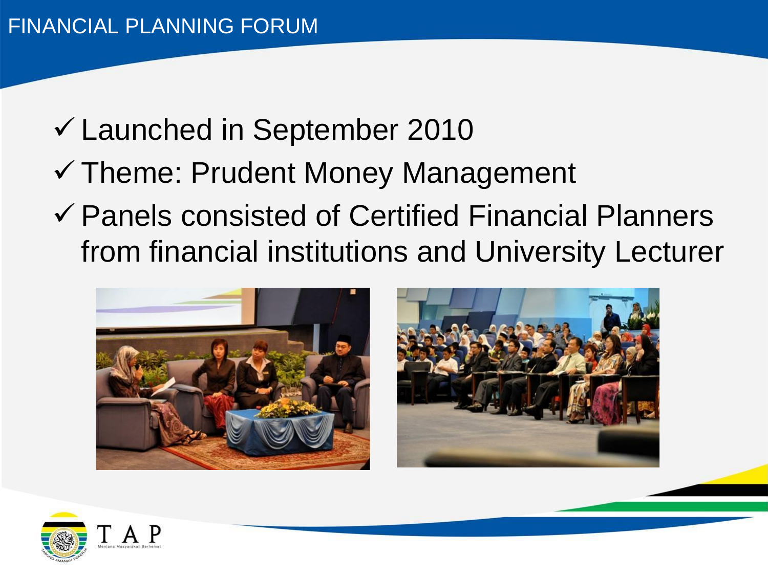# FINANCIAL PLANNING FORUM

- ✓ Launched in September 2010
- ✓ Theme: Prudent Money Management
- ✓ Panels consisted of Certified Financial Planners from financial institutions and University Lecturer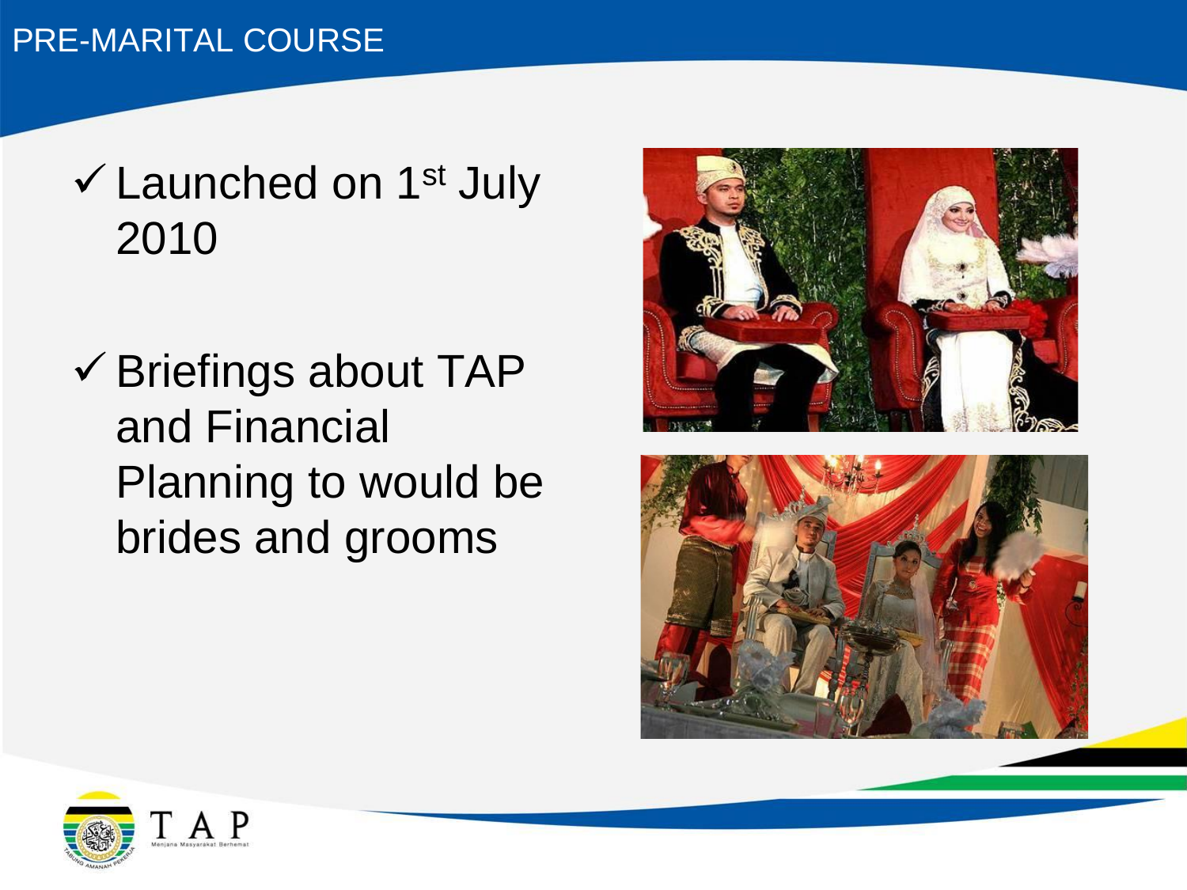# PRE-MARITAL COURSE

- ✓ Launched on 1st July 2010
- ✓ Briefings about TAP and Financial Planning to would be brides and grooms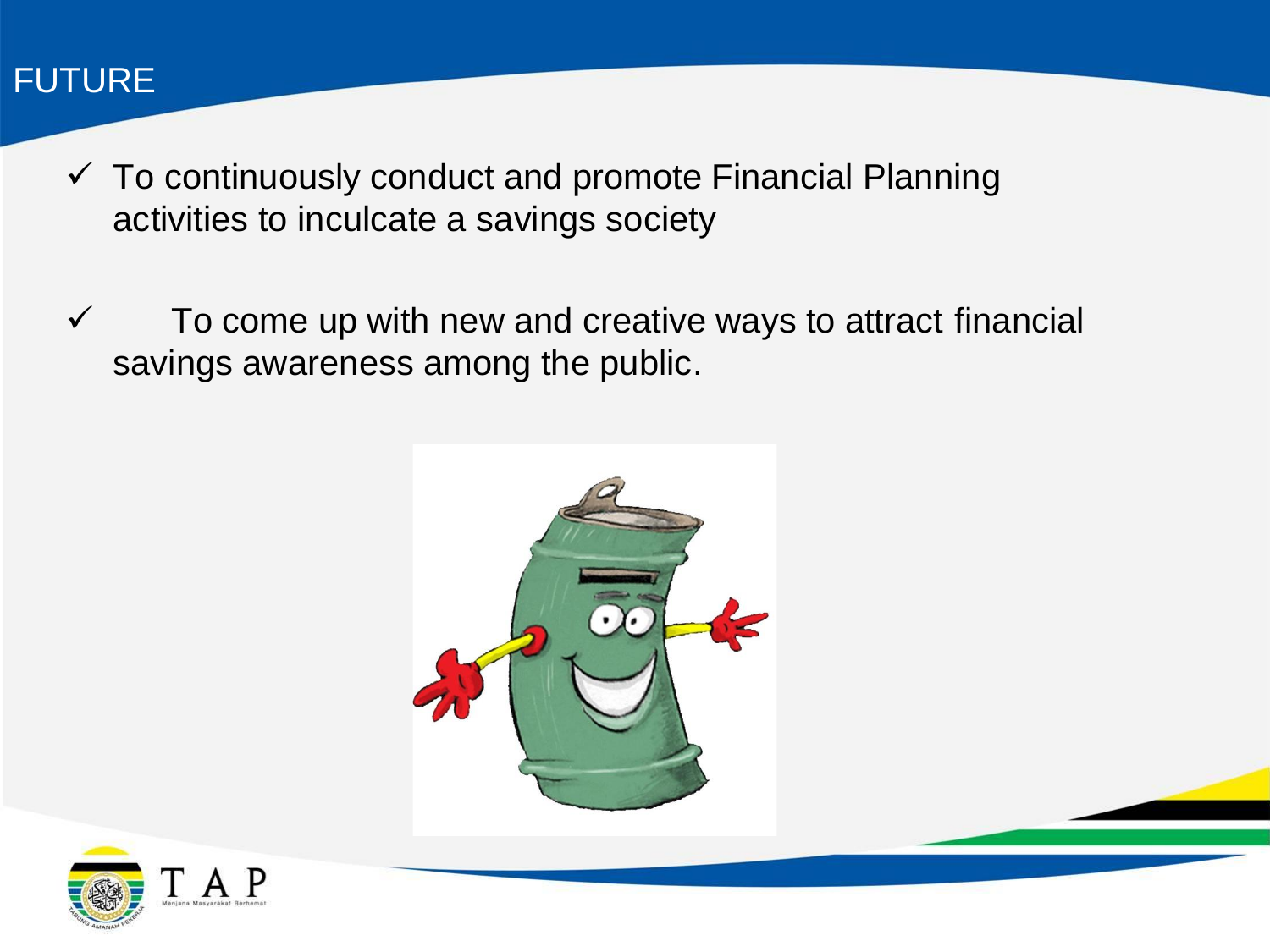# FUTURE

- ✓ To continuously conduct and promote Financial Planning activities to inculcate a savings society
- ✓ To come up with new and creative ways to attract financial savings awareness among the public.